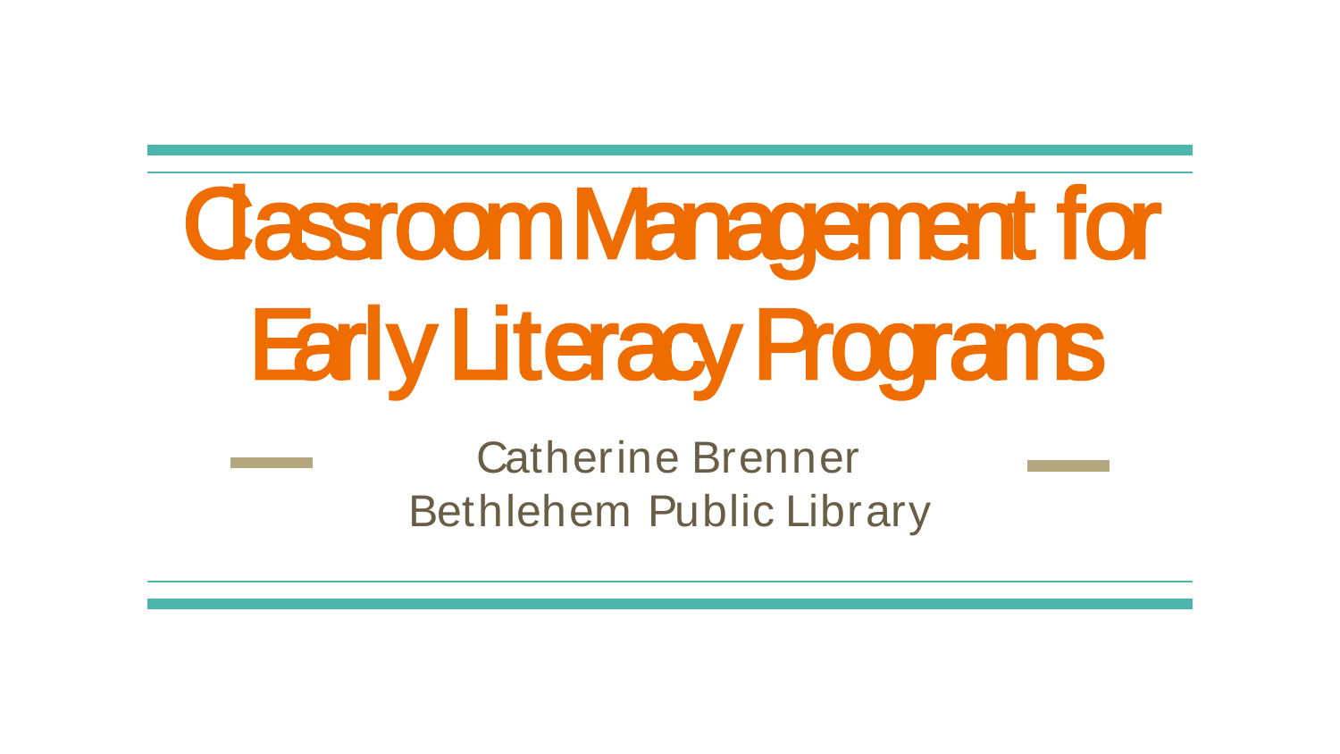# Classroom Management for Early Literacy Programs

Catherine Brenner
Bethlehem Public Library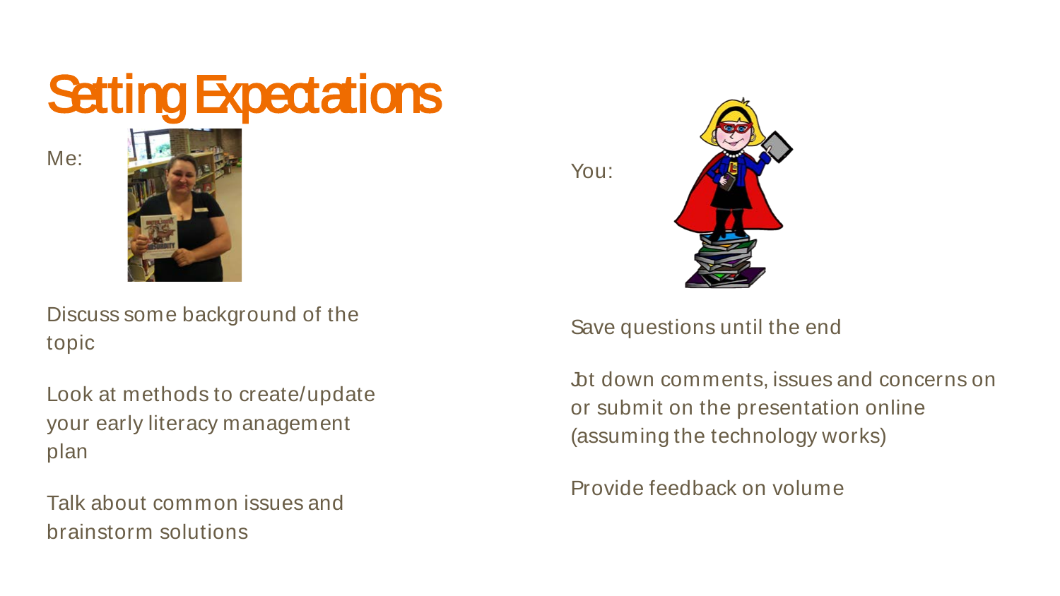# Setting Expectations

Me:

Discuss some background of the topic

Look at methods to create/update your early literacy management plan

Talk about common issues and brainstorm solutions

You:

Save questions until the end

Jot down comments, issues and concerns on or submit on the presentation online (assuming the technology works)

Provide feedback on volume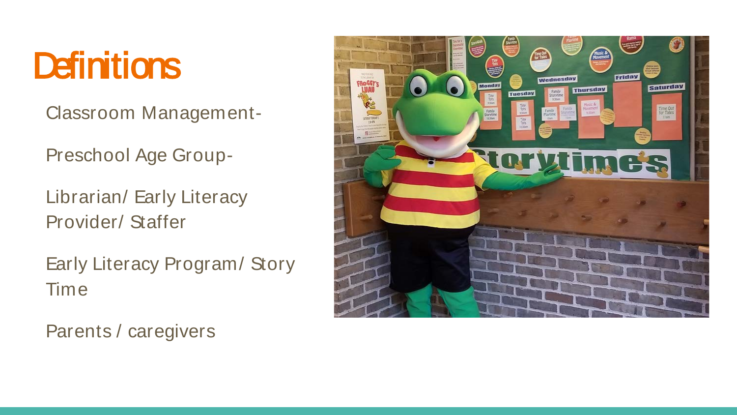# Definitions

Classroom Management-

Preschool Age Group-

Librarian/ Early Literacy Provider/ Staffer

Early Literacy Program/ Story Time

Parents / caregivers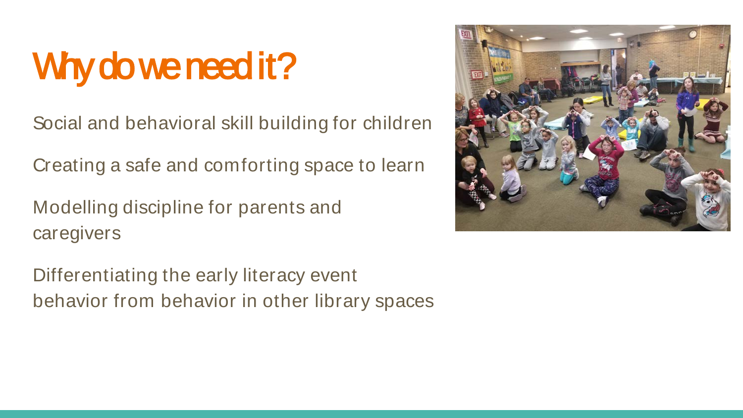# Why do we need it?

Social and behavioral skill building for children

Creating a safe and comforting space to learn

Modelling discipline for parents and caregivers

Differentiating the early literacy event behavior from behavior in other library spaces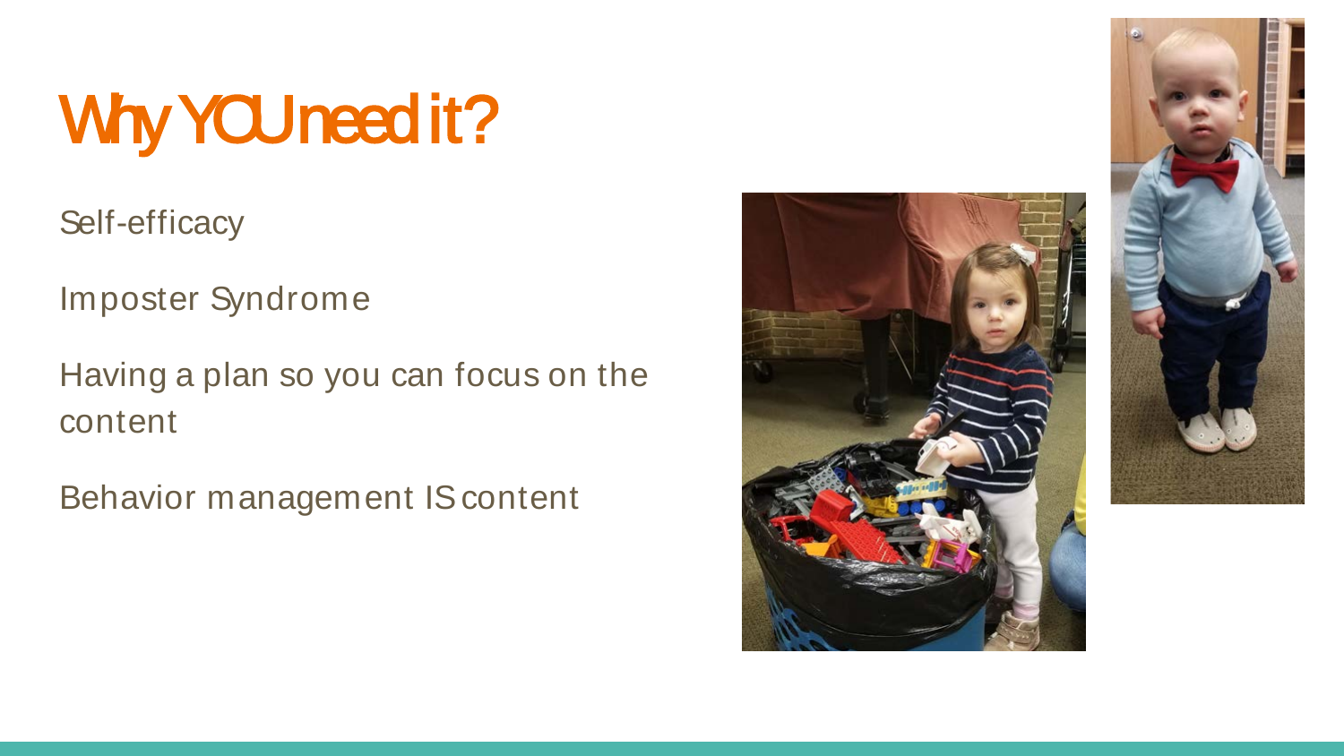# Why YOU need it?

Self-efficacy

Imposter Syndrome

Having a plan so you can focus on the content

Behavior management IS content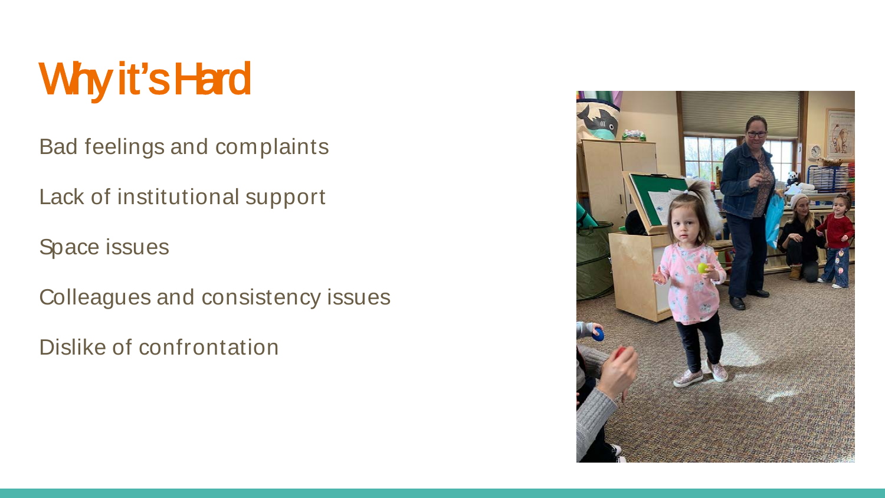# Why it's Hard

Bad feelings and complaints

Lack of institutional support

Space issues

Colleagues and consistency issues

Dislike of confrontation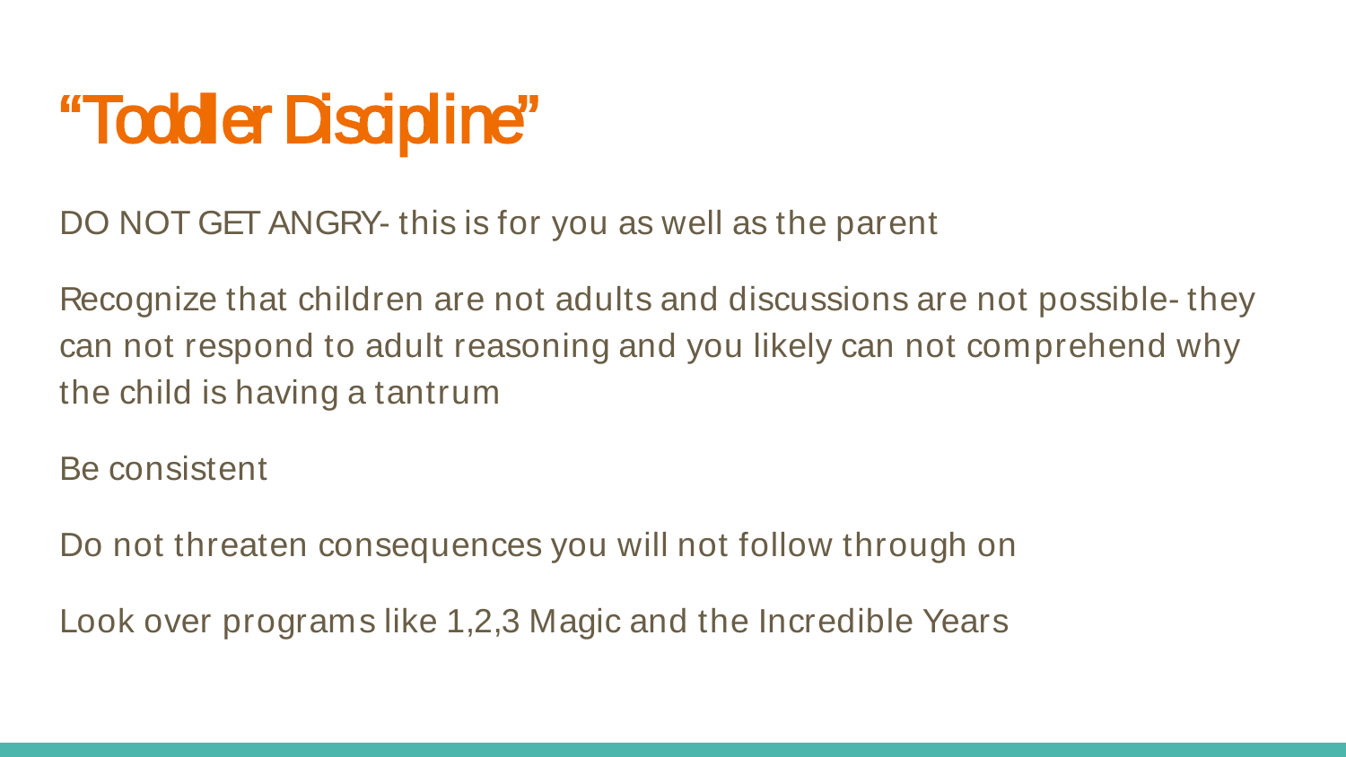# "Toddler Discipline"

DO NOT GET ANGRY- this is for you as well as the parent

Recognize that children are not adults and discussions are not possible- they can not respond to adult reasoning and you likely can not comprehend why the child is having a tantrum

Be consistent

Do not threaten consequences you will not follow through on

Look over programs like 1,2,3 Magic and the Incredible Years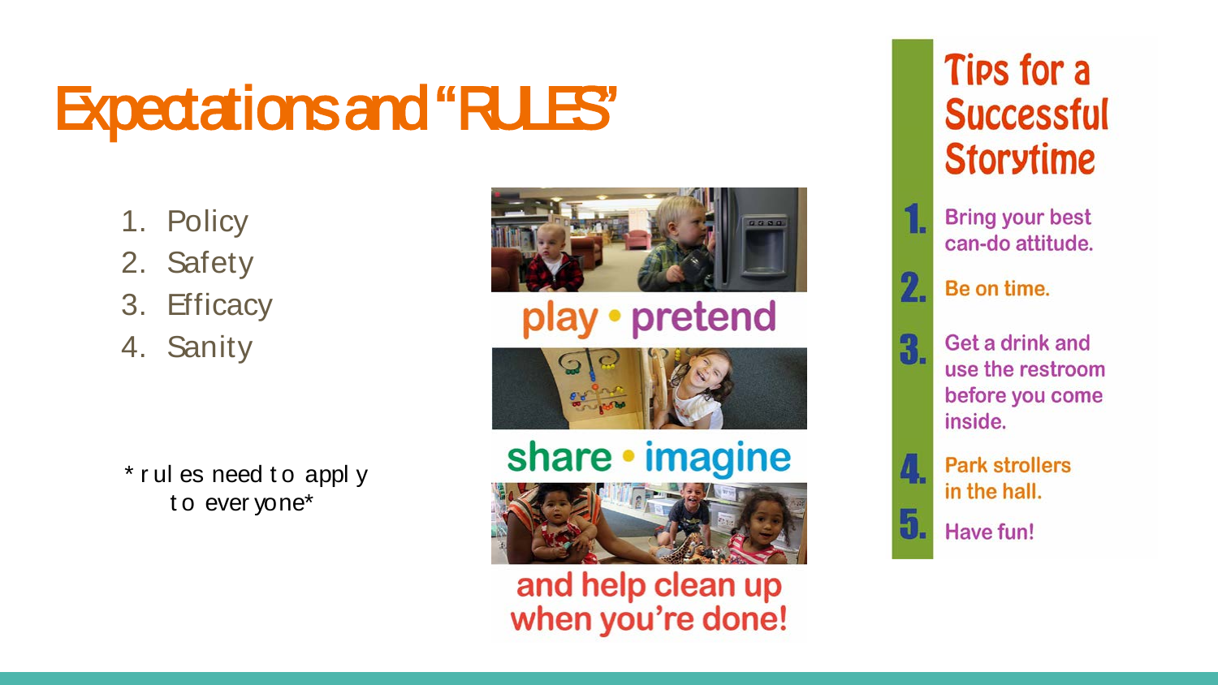# Expectations and "RULES"

1. Policy
2. Safety
3. Efficacy
4. Sanity

*rules need to apply to everyone*

play • pretend

share • imagine

and help clean up when you're done!

## Tips for a Successful Storytime

1. Bring your best can-do attitude.
2. Be on time.
3. Get a drink and use the restroom before you come inside.
4. Park strollers in the hall.
5. Have fun!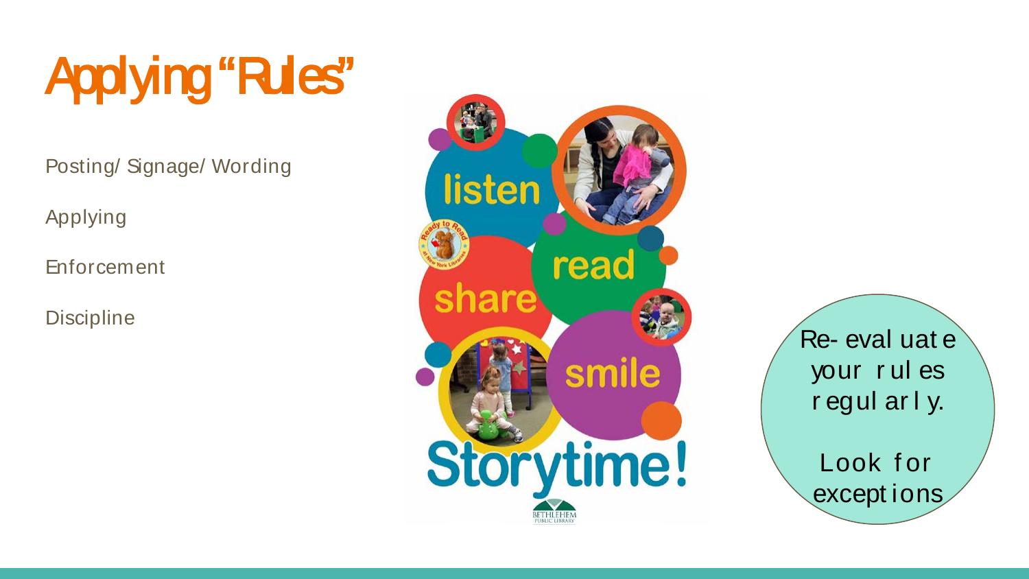# Applying "Rules"

Posting/ Signage/ Wording

Applying

Enforcement

Discipline

Re-evaluate your rules regularly.

Look for exceptions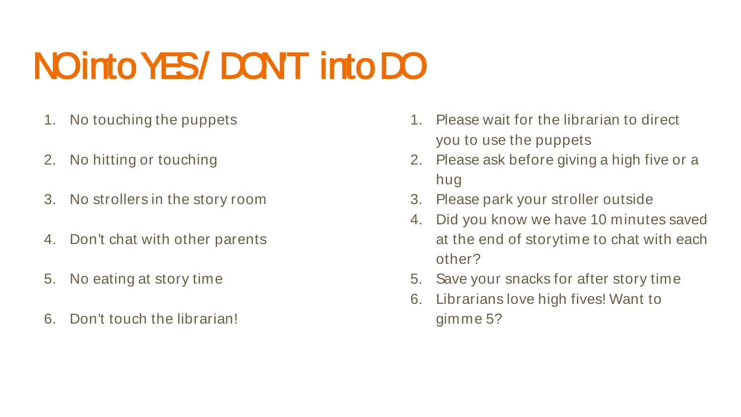# NO into YES / DON'T into DO

1. No touching the puppets
2. No hitting or touching
3. No strollers in the story room
4. Don't chat with other parents
5. No eating at story time
6. Don't touch the librarian!

1. Please wait for the librarian to direct you to use the puppets
2. Please ask before giving a high five or a hug
3. Please park your stroller outside
4. Did you know we have 10 minutes saved at the end of storytime to chat with each other?
5. Save your snacks for after story time
6. Librarians love high fives! Want to gimme 5?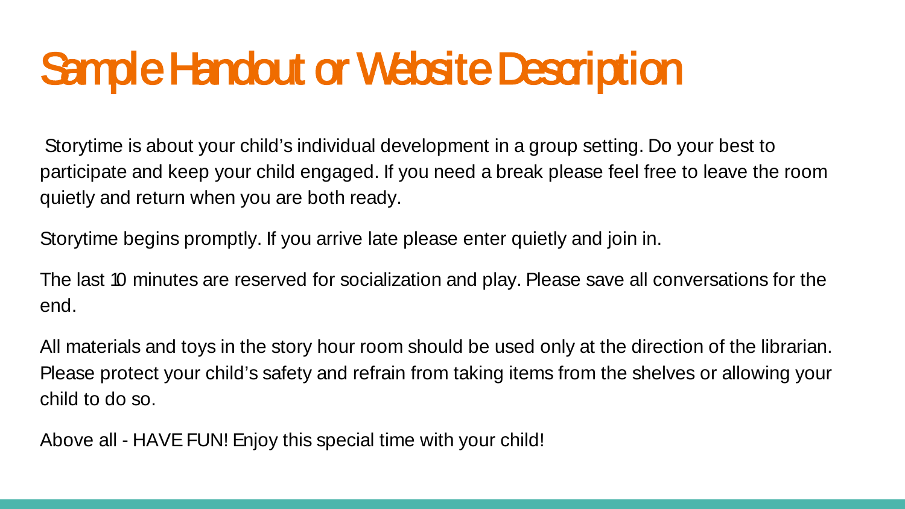# Sample Handout or Website Description

Storytime is about your child's individual development in a group setting. Do your best to participate and keep your child engaged. If you need a break please feel free to leave the room quietly and return when you are both ready.

Storytime begins promptly. If you arrive late please enter quietly and join in.

The last 10 minutes are reserved for socialization and play. Please save all conversations for the end.

All materials and toys in the story hour room should be used only at the direction of the librarian. Please protect your child's safety and refrain from taking items from the shelves or allowing your child to do so.

Above all - HAVE FUN! Enjoy this special time with your child!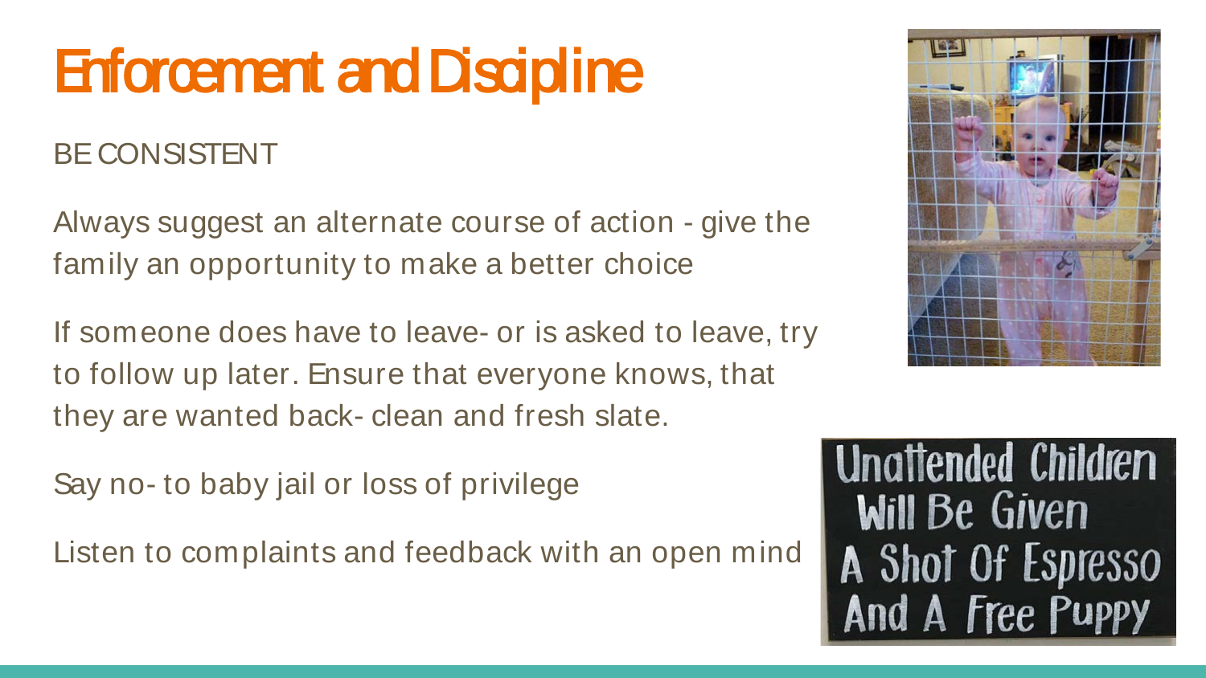# Enforcement and Discipline

BE CONSISTENT

Always suggest an alternate course of action - give the family an opportunity to make a better choice

If someone does have to leave- or is asked to leave, try to follow up later. Ensure that everyone knows, that they are wanted back- clean and fresh slate.

Say no- to baby jail or loss of privilege

Listen to complaints and feedback with an open mind

Unattended Children Will Be Given A Shot Of Espresso And A Free Puppy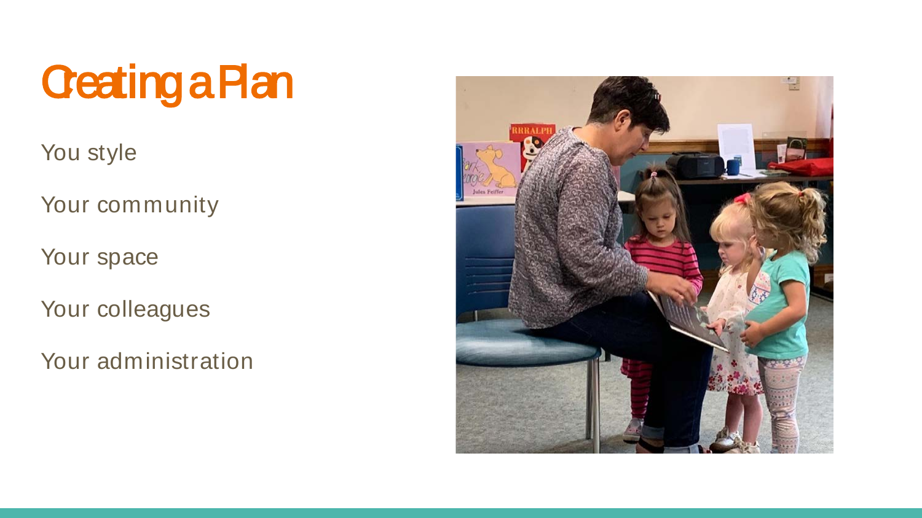# Creating a Plan

You style

Your community

Your space

Your colleagues

Your administration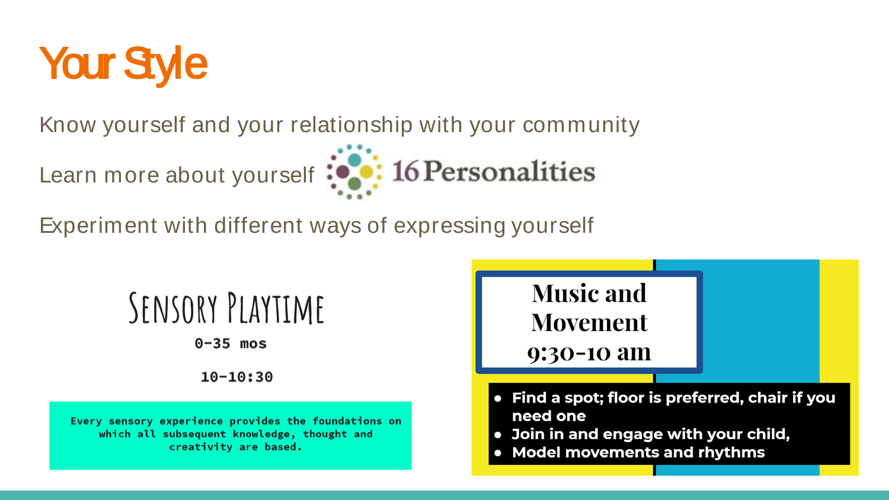# Your Style

Know yourself and your relationship with your community

Learn more about yourself 16 Personalities

Experiment with different ways of expressing yourself

## Sensory Playtime

0-35 mos

10-10:30

Every sensory experience provides the foundations on which all subsequent knowledge, thought and creativity are based.

## Music and Movement 9:30-10 am

- Find a spot; floor is preferred, chair if you need one
- Join in and engage with your child,
- Model movements and rhythms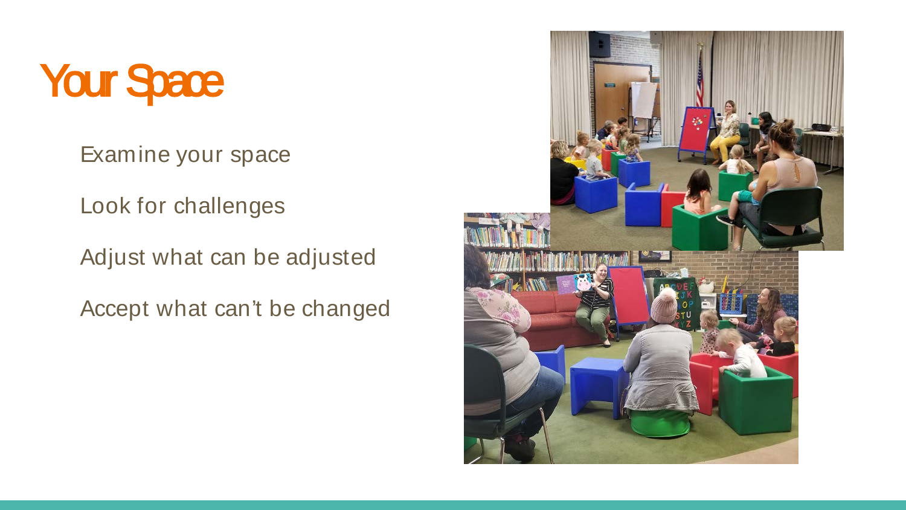# Your Space

Examine your space

Look for challenges

Adjust what can be adjusted

Accept what can't be changed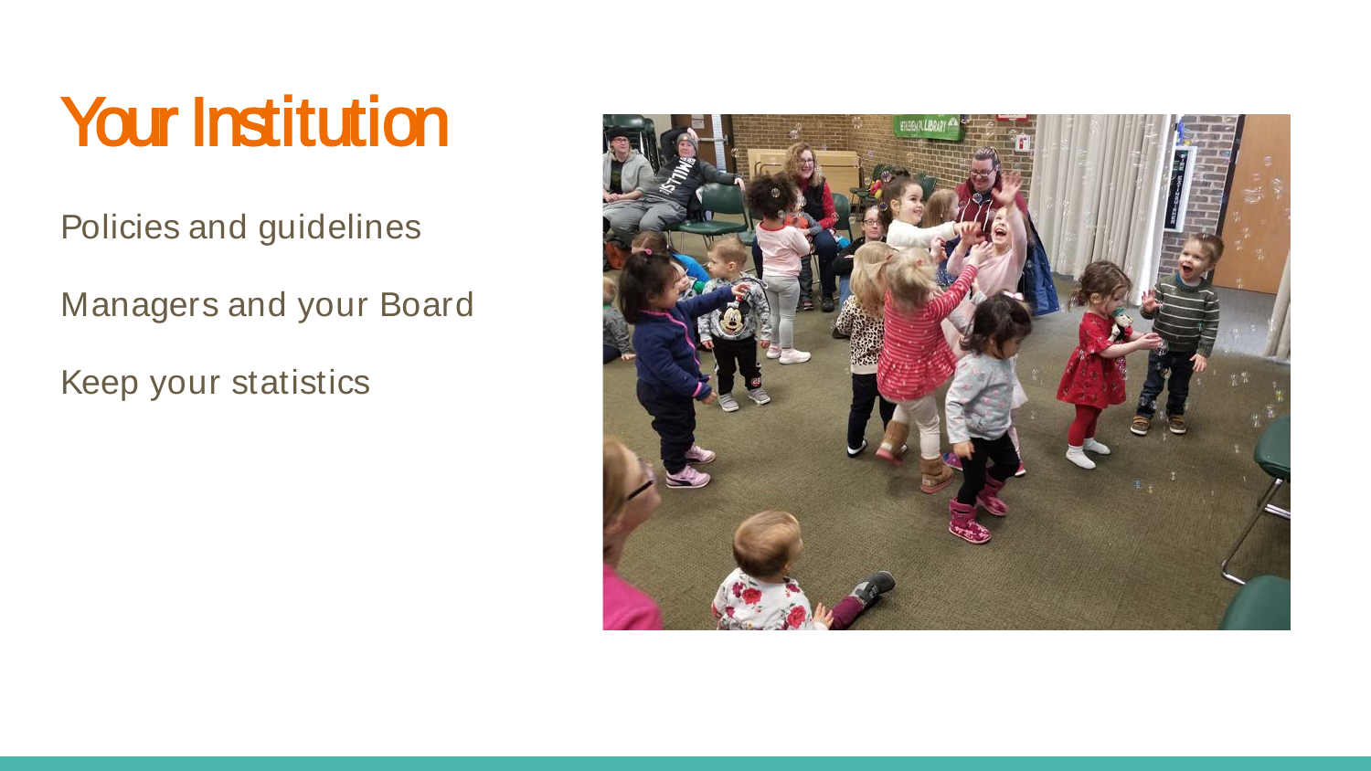# Your Institution

Policies and guidelines

Managers and your Board

Keep your statistics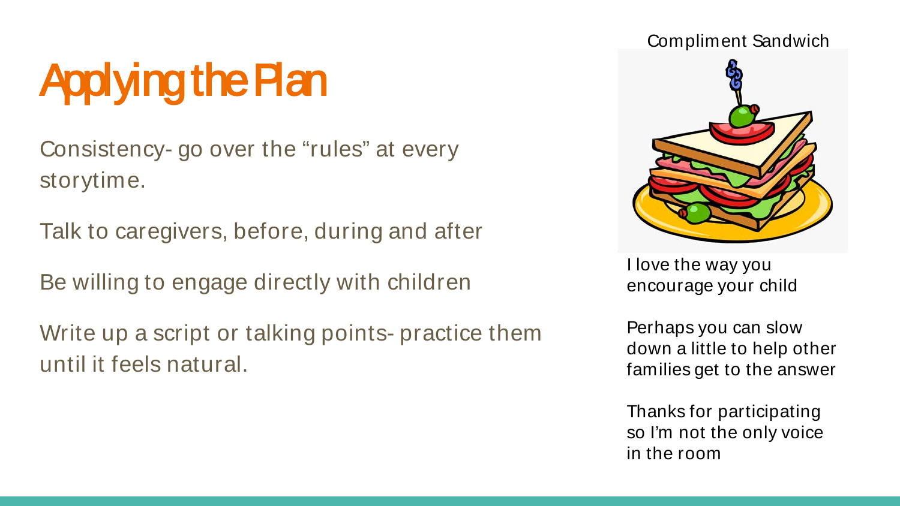# Applying the Plan

Consistency- go over the "rules" at every storytime.

Talk to caregivers, before, during and after

Be willing to engage directly with children

Write up a script or talking points- practice them until it feels natural.

Compliment Sandwich

I love the way you encourage your child

Perhaps you can slow down a little to help other families get to the answer

Thanks for participating so I'm not the only voice in the room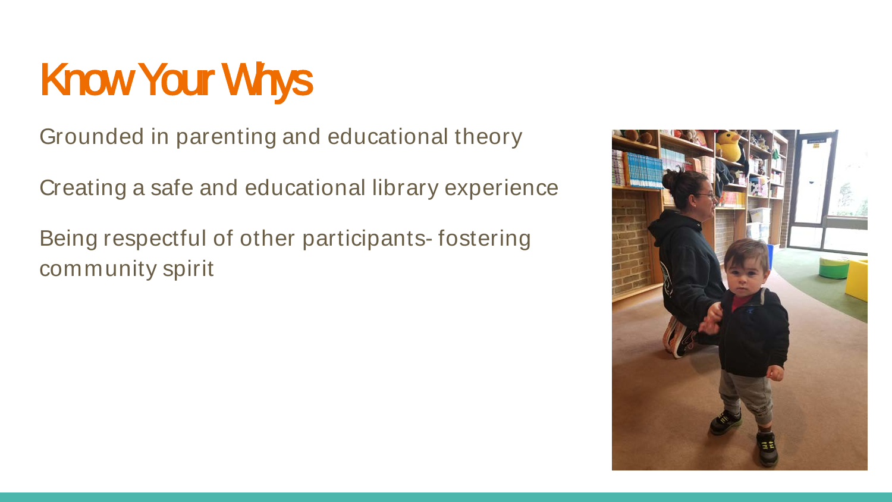# Know Your Whys

Grounded in parenting and educational theory

Creating a safe and educational library experience

Being respectful of other participants- fostering community spirit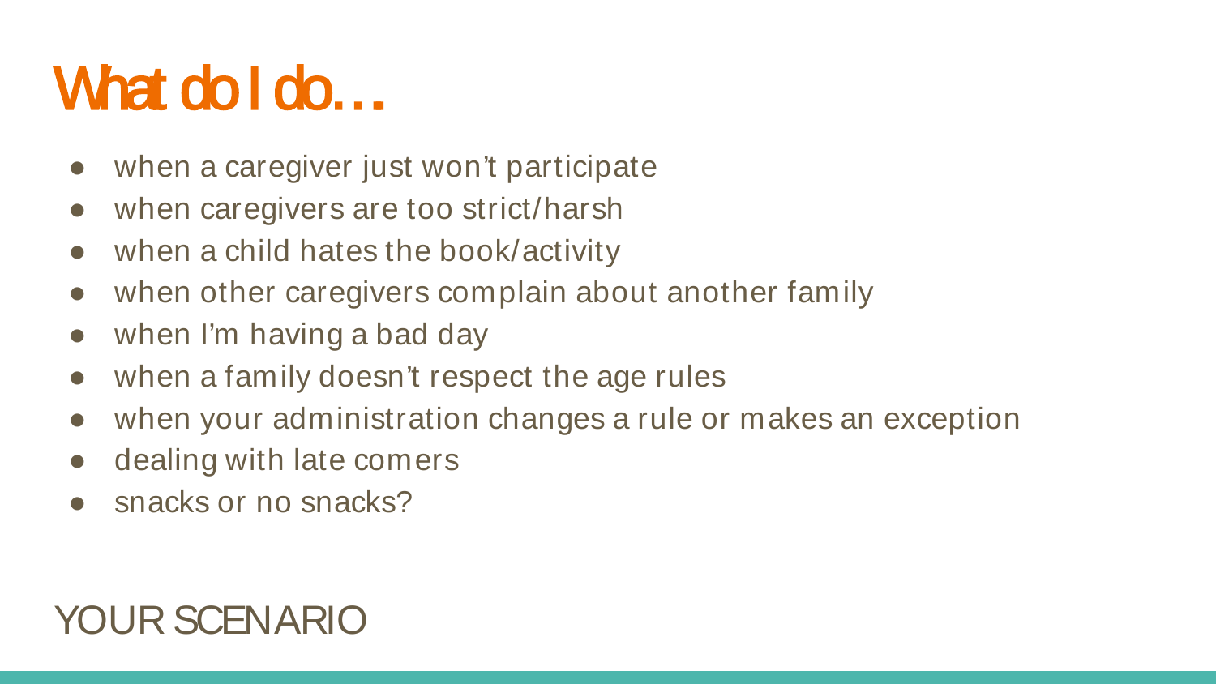# What do I do…

- when a caregiver just won't participate
- when caregivers are too strict/harsh
- when a child hates the book/activity
- when other caregivers complain about another family
- when I'm having a bad day
- when a family doesn't respect the age rules
- when your administration changes a rule or makes an exception
- dealing with late comers
- snacks or no snacks?

## YOUR SCENARIO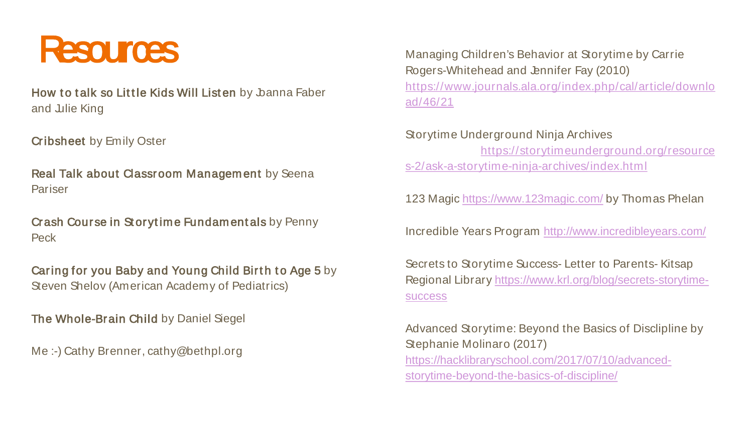# Resources

**How to talk so Little Kids Will Listen** by Joanna Faber and Julie King

**Cribsheet** by Emily Oster

**Real Talk about Classroom Management** by Seena Pariser

**Crash Course in Storytime Fundamentals** by Penny Peck

**Caring for you Baby and Young Child Birth to Age 5** by Steven Shelov (American Academy of Pediatrics)

**The Whole-Brain Child** by Daniel Siegel

Me :-) Cathy Brenner, cathy@bethpl.org

Managing Children's Behavior at Storytime by Carrie Rogers-Whitehead and Jennifer Fay (2010) https://www.journals.ala.org/index.php/cal/article/download/46/21

Storytime Underground Ninja Archives https://storytimeunderground.org/resources-2/ask-a-storytime-ninja-archives/index.html

123 Magic https://www.123magic.com/ by Thomas Phelan

Incredible Years Program http://www.incredibleyears.com/

Secrets to Storytime Success- Letter to Parents- Kitsap Regional Library https://www.krl.org/blog/secrets-storytime-success

Advanced Storytime: Beyond the Basics of Disclipline by Stephanie Molinaro (2017) https://hacklibraryschool.com/2017/07/10/advanced-storytime-beyond-the-basics-of-discipline/